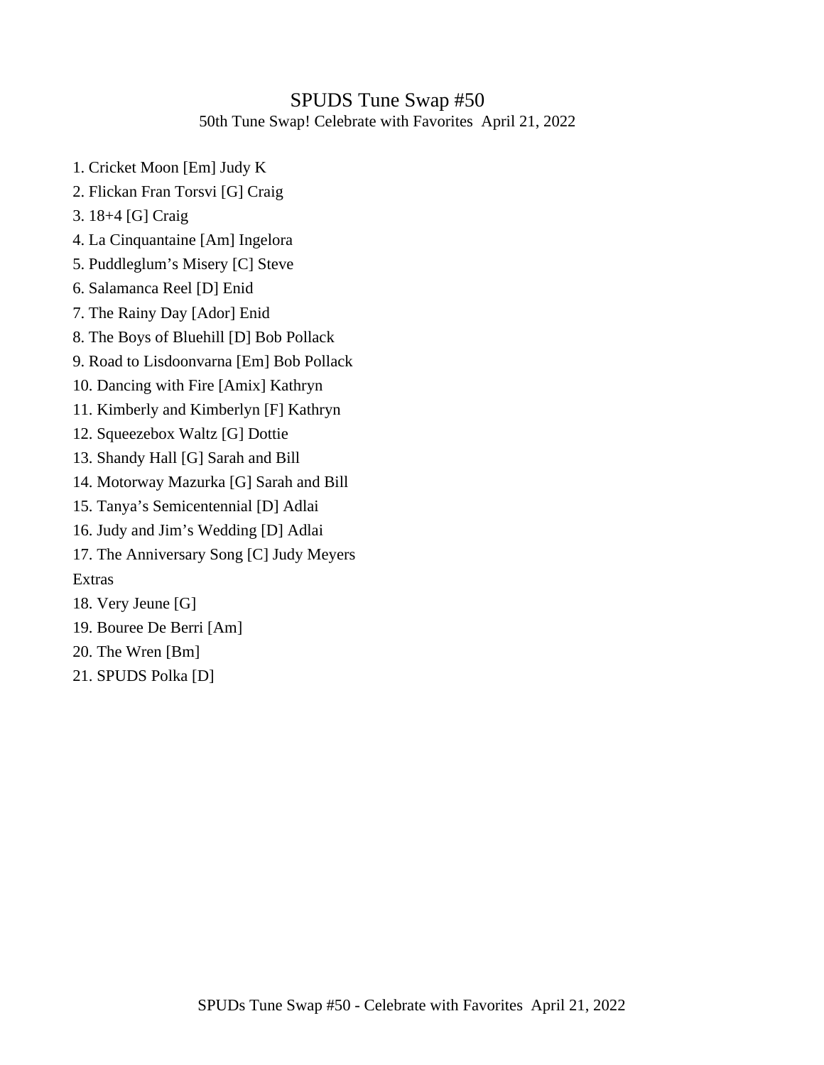# SPUDS Tune Swap #50

50th Tune Swap! Celebrate with Favorites  April 21, 2022

1. Cricket Moon [Em] Judy K
2. Flickan Fran Torsvi [G] Craig
3. 18+4 [G] Craig
4. La Cinquantaine [Am] Ingelora
5. Puddleglum's Misery [C] Steve
6. Salamanca Reel [D] Enid
7. The Rainy Day [Ador] Enid
8. The Boys of Bluehill [D] Bob Pollack
9. Road to Lisdoonvarna [Em] Bob Pollack
10. Dancing with Fire [Amix] Kathryn
11. Kimberly and Kimberlyn [F] Kathryn
12. Squeezebox Waltz [G] Dottie
13. Shandy Hall [G] Sarah and Bill
14. Motorway Mazurka [G] Sarah and Bill
15. Tanya's Semicentennial [D] Adlai
16. Judy and Jim's Wedding [D] Adlai
17. The Anniversary Song [C] Judy Meyers

Extras

18. Very Jeune [G]
19. Bouree De Berri [Am]
20. The Wren [Bm]
21. SPUDS Polka [D]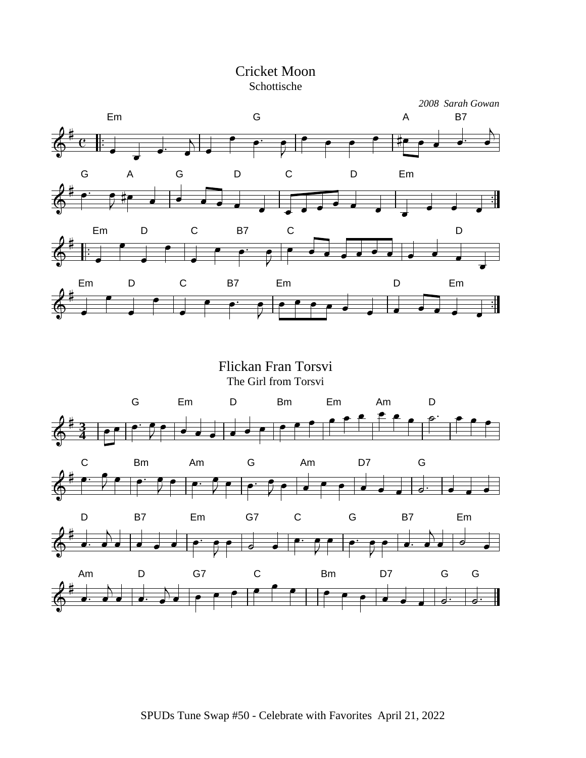# Cricket Moon

Schottische

*2008 Sarah Gowan*

Em G A B7

G A G D C D Em

Em D C B7 C D

Em D C B7 Em D Em

# Flickan Fran Torsvi

The Girl from Torsvi

G Em D Bm Em Am D

C Bm Am G Am D7 G

D B7 Em G7 C G B7 Em

Am D G7 C Bm D7 G G

SPUDs Tune Swap #50 - Celebrate with Favorites April 21, 2022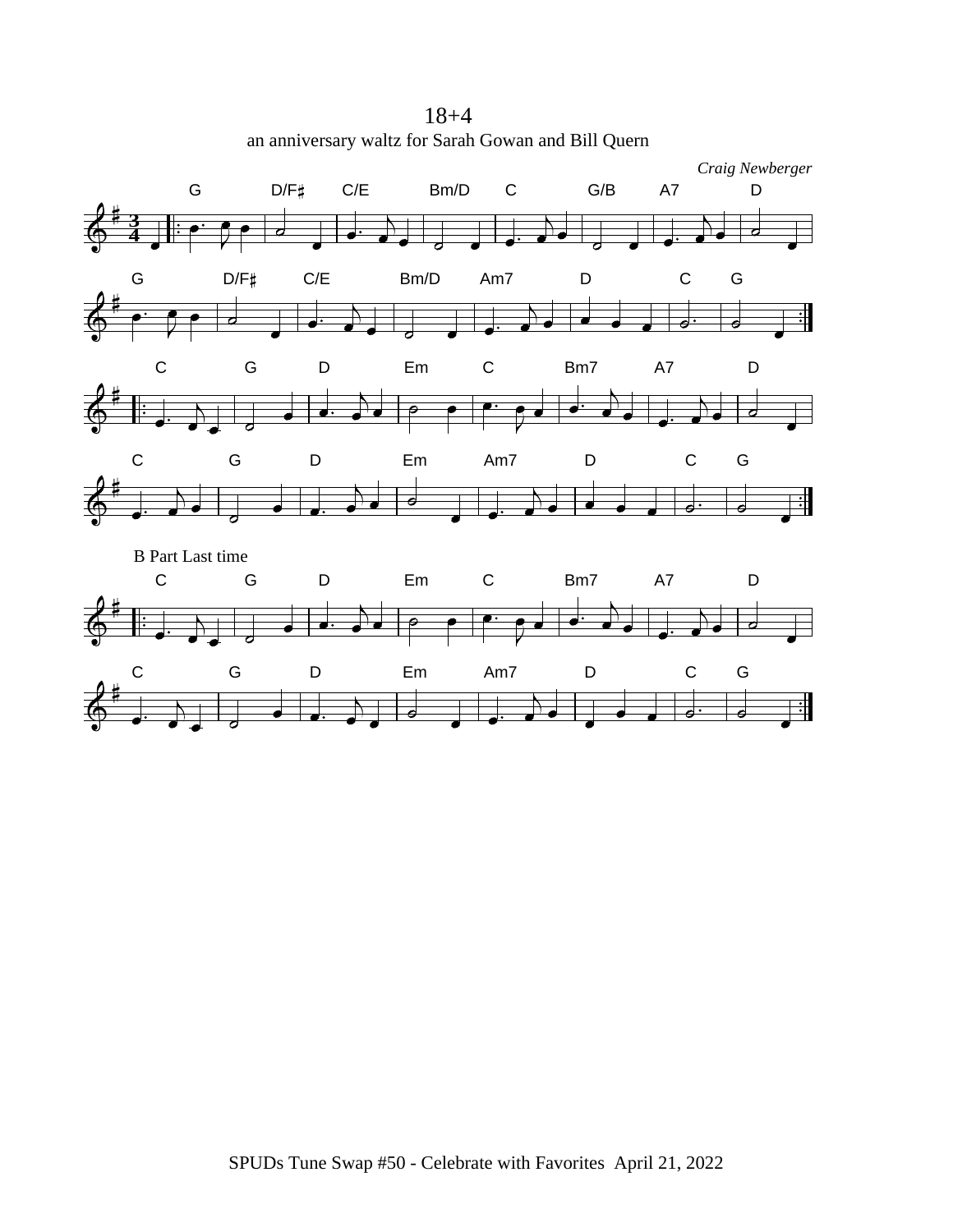# 18+4

an anniversary waltz for Sarah Gowan and Bill Quern

*Craig Newberger*

B Part Last time

SPUDs Tune Swap #50 - Celebrate with Favorites April 21, 2022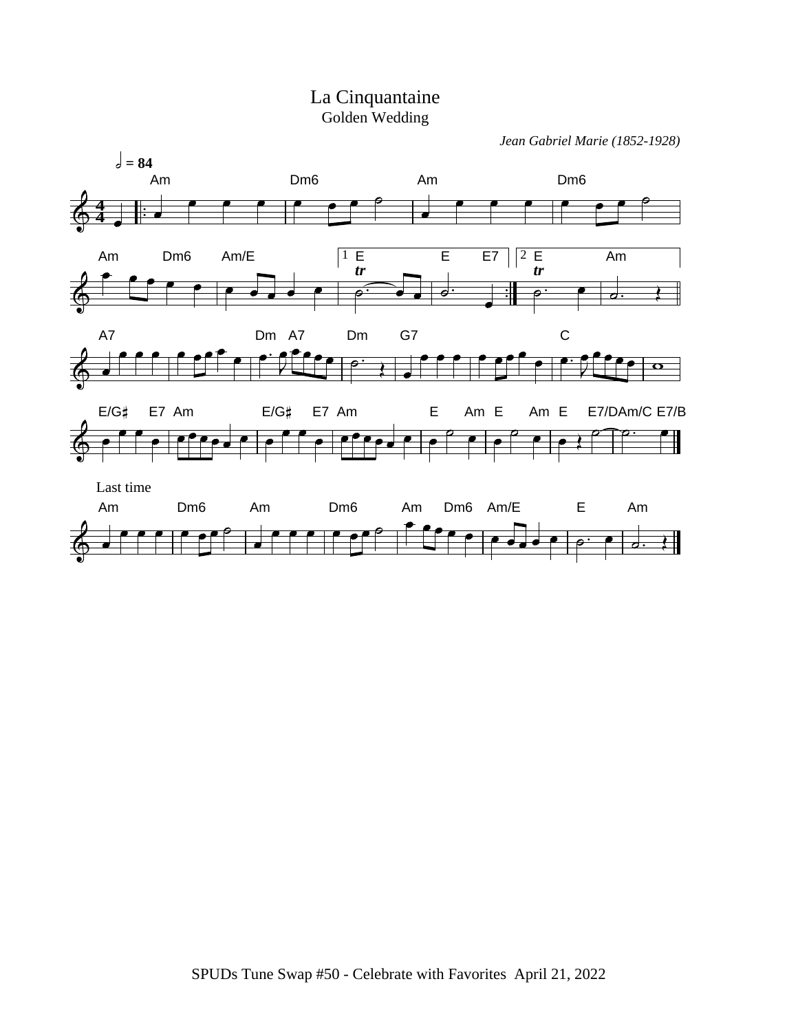# La Cinquantaine

Golden Wedding

*Jean Gabriel Marie (1852-1928)*

Last time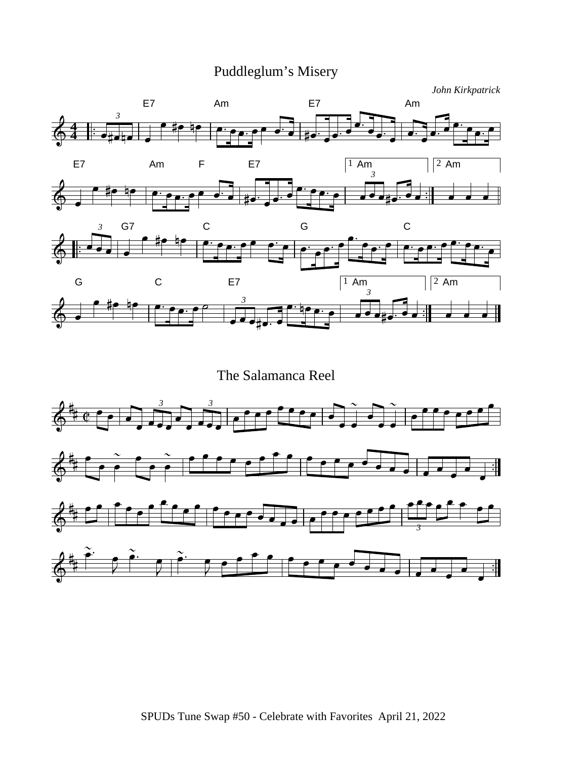## Puddleglum's Misery

*John Kirkpatrick*

## The Salamanca Reel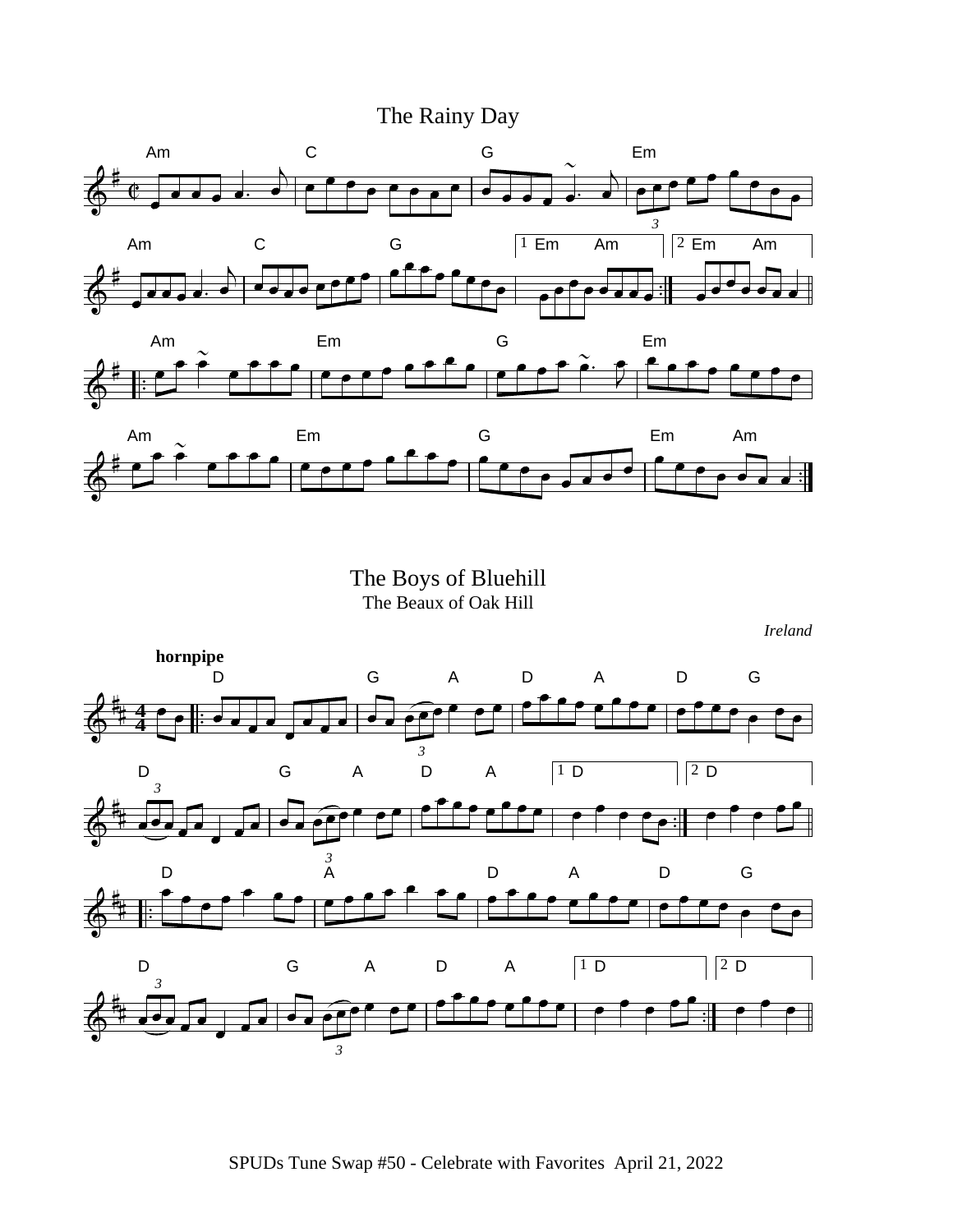## The Rainy Day

## The Boys of Bluehill

The Beaux of Oak Hill

*Ireland*

**hornpipe**

SPUDs Tune Swap #50 - Celebrate with Favorites April 21, 2022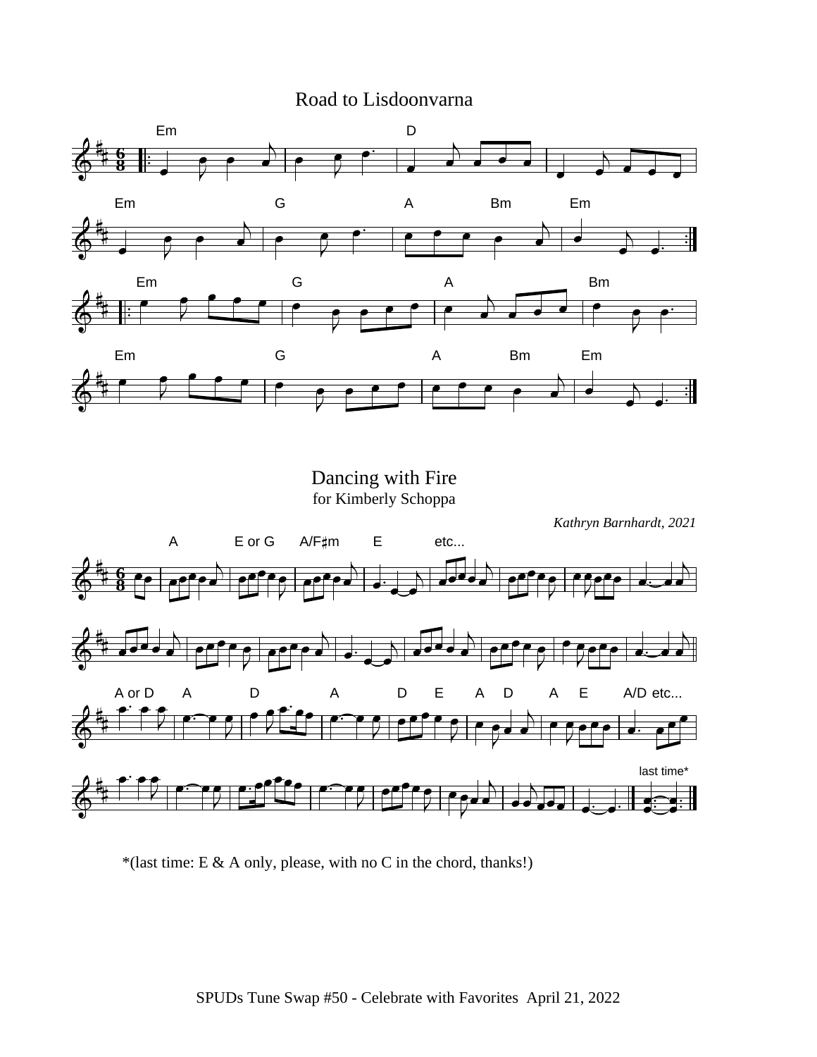## Road to Lisdoonvarna

## Dancing with Fire

for Kimberly Schoppa

*Kathryn Barnhardt, 2021*

*(last time: E & A only, please, with no C in the chord, thanks!)

SPUDs Tune Swap #50 - Celebrate with Favorites April 21, 2022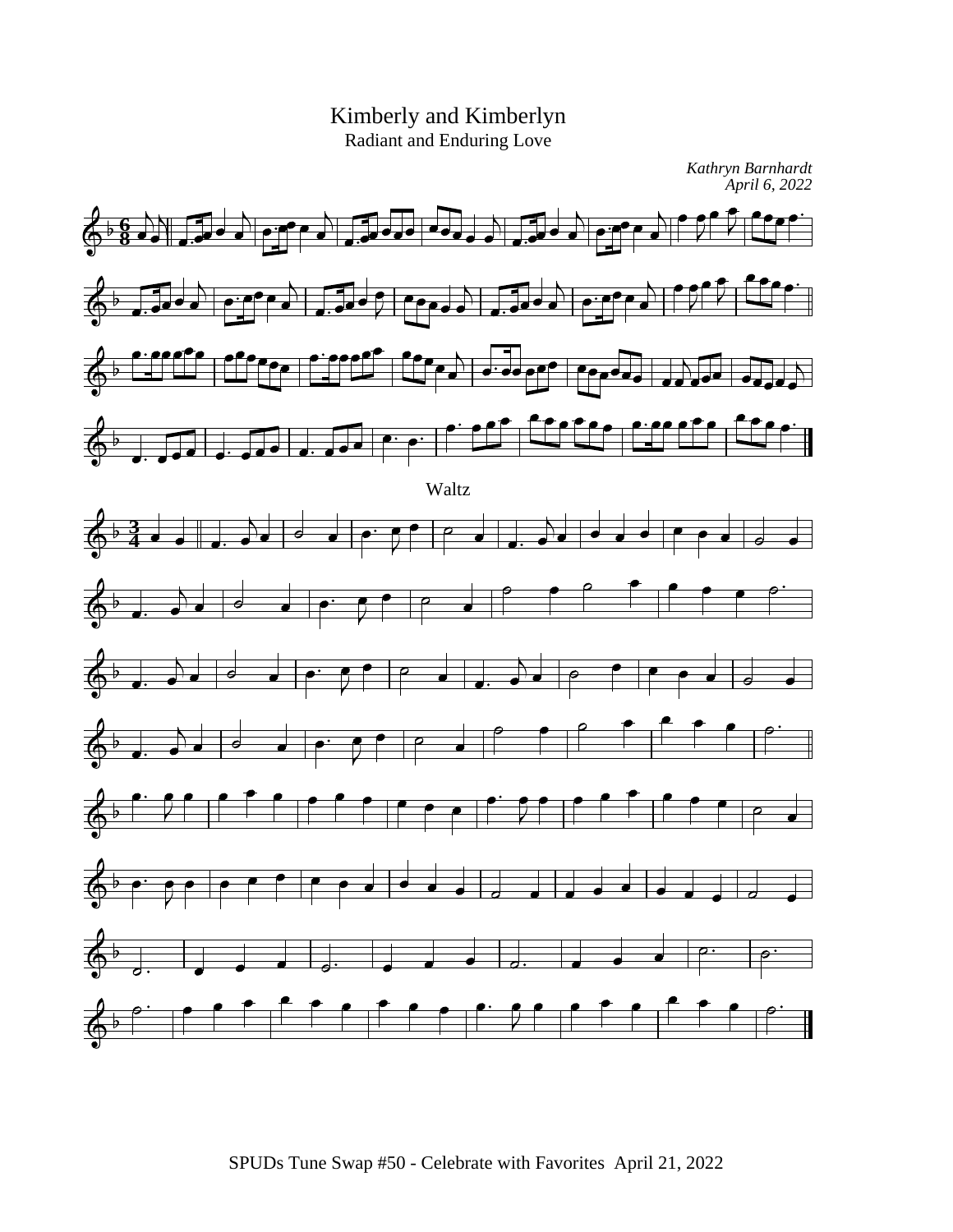# Kimberly and Kimberlyn

Radiant and Enduring Love

*Kathryn Barnhardt*
*April 6, 2022*

Waltz

SPUDs Tune Swap #50 - Celebrate with Favorites  April 21, 2022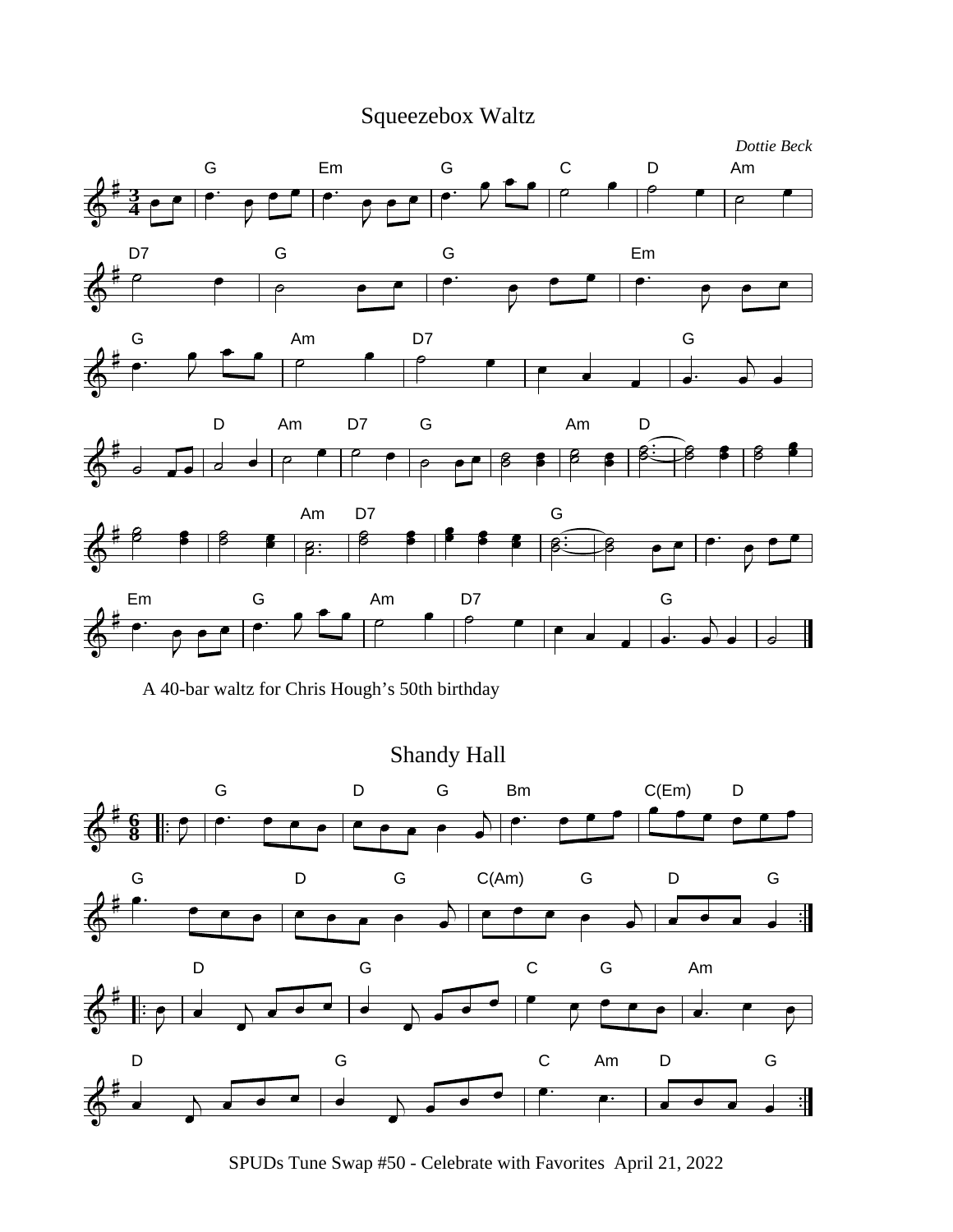# Squeezebox Waltz

*Dottie Beck*

A 40-bar waltz for Chris Hough's 50th birthday

# Shandy Hall

SPUDs Tune Swap #50 - Celebrate with Favorites April 21, 2022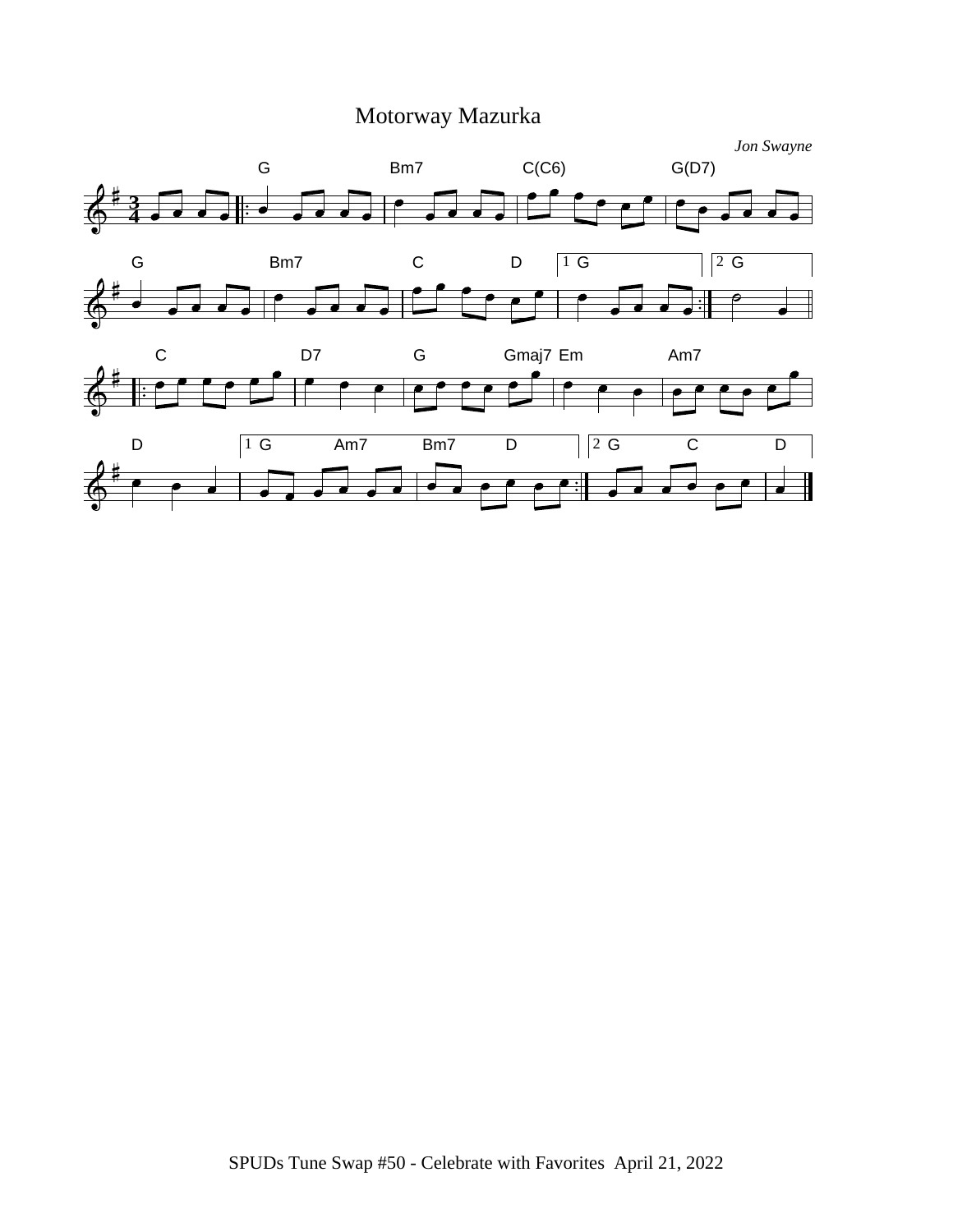# Motorway Mazurka

*Jon Swayne*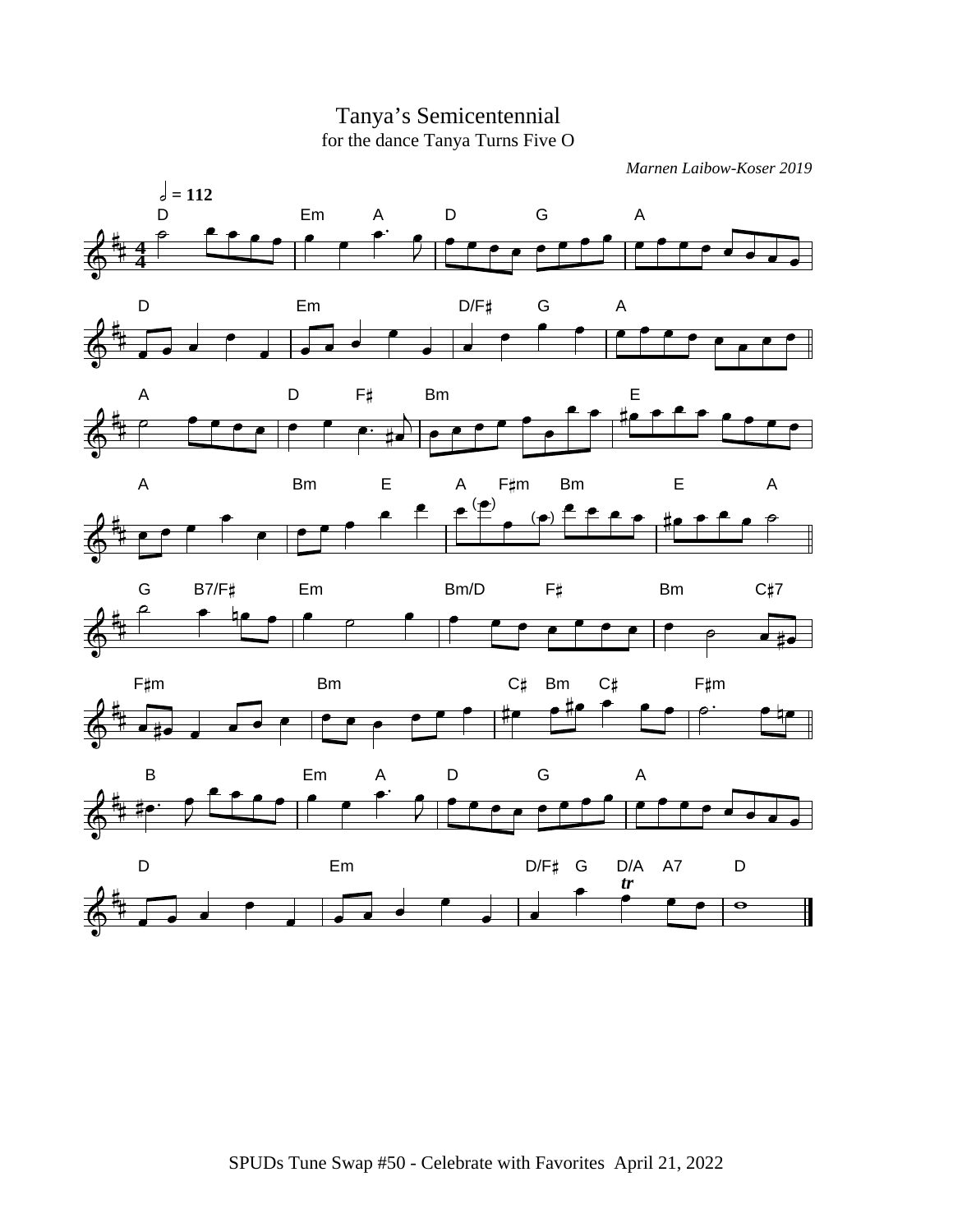# Tanya's Semicentennial

for the dance Tanya Turns Five O

*Marnen Laibow-Koser 2019*

SPUDs Tune Swap #50 - Celebrate with Favorites April 21, 2022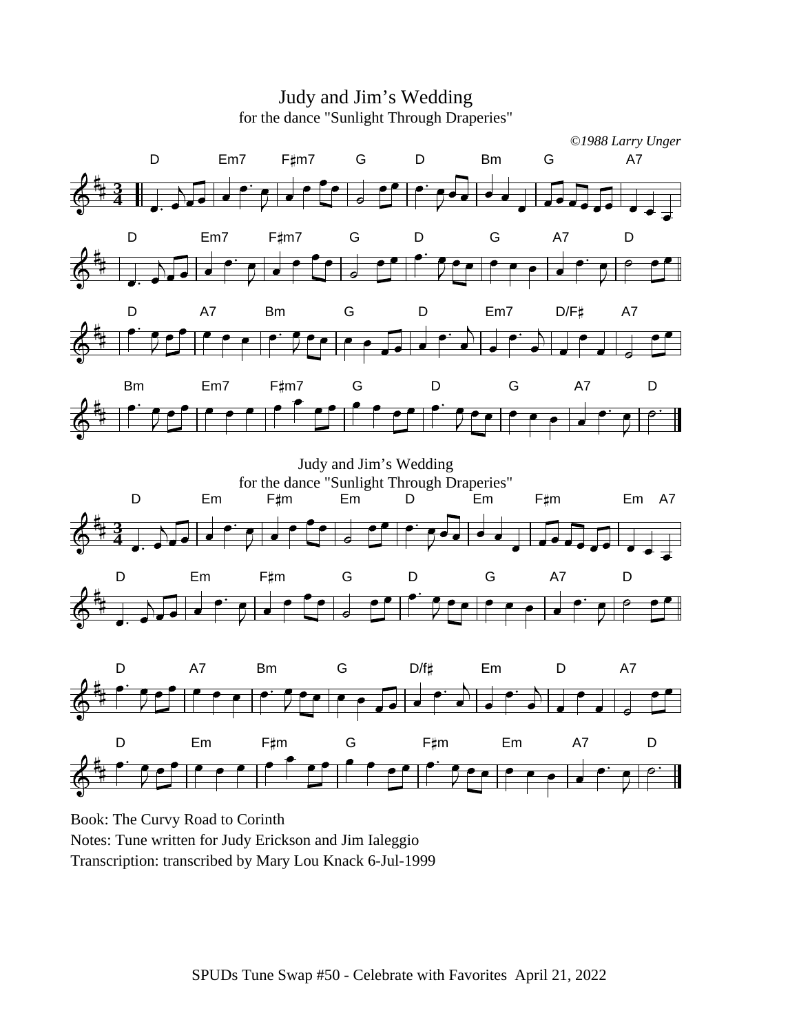# Judy and Jim's Wedding

for the dance "Sunlight Through Draperies"

*©1988 Larry Unger*

D Em7 F♯m7 G D Bm G A7

D Em7 F♯m7 G D G A7 D

D A7 Bm G D Em7 D/F♯ A7

Bm Em7 F♯m7 G D G A7 D

## Judy and Jim's Wedding

for the dance "Sunlight Through Draperies"

D Em F♯m Em D Em F♯m Em A7

D Em F♯m G D G A7 D

D A7 Bm G D/f♯ Em D A7

D Em F♯m G F♯m Em A7 D

Book: The Curvy Road to Corinth
Notes: Tune written for Judy Erickson and Jim Ialeggio
Transcription: transcribed by Mary Lou Knack 6-Jul-1999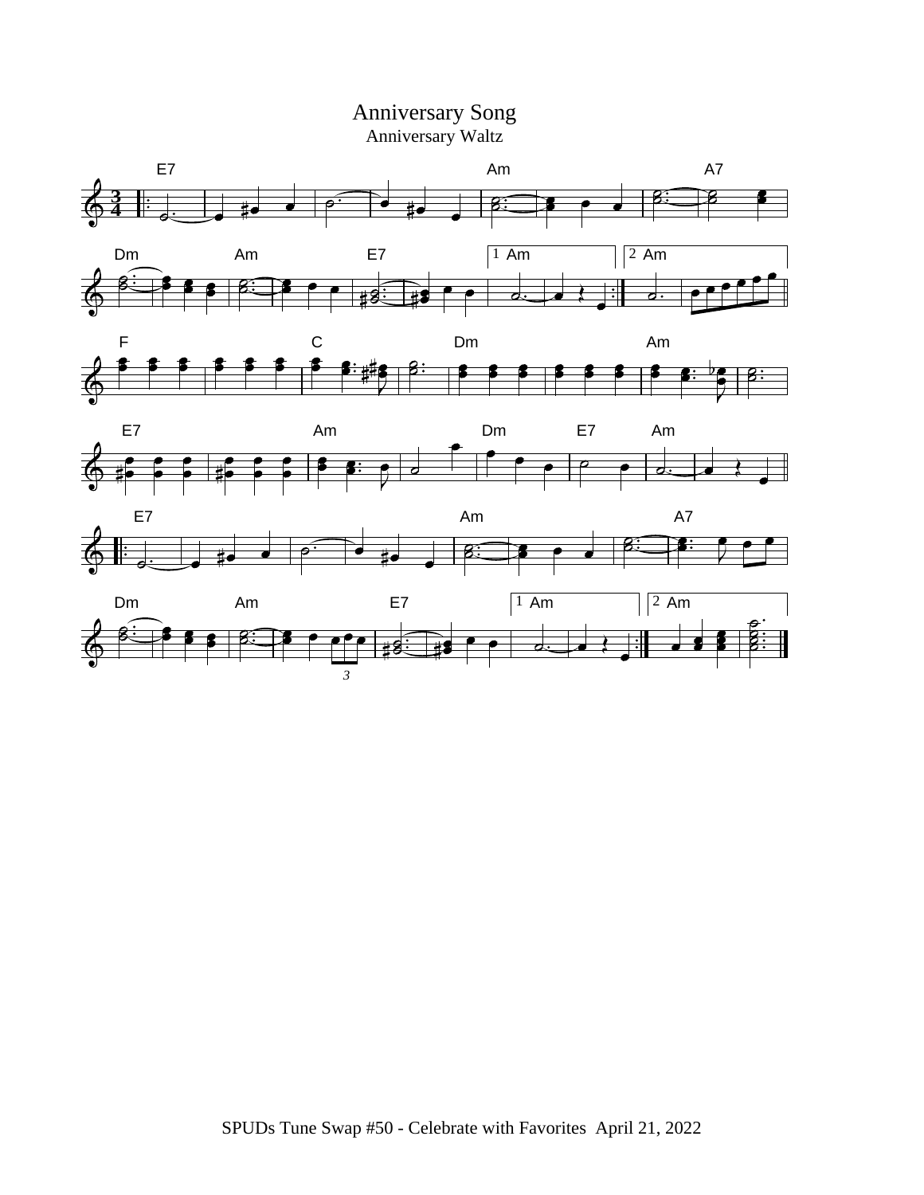# Anniversary Song

Anniversary Waltz

SPUDs Tune Swap #50 - Celebrate with Favorites April 21, 2022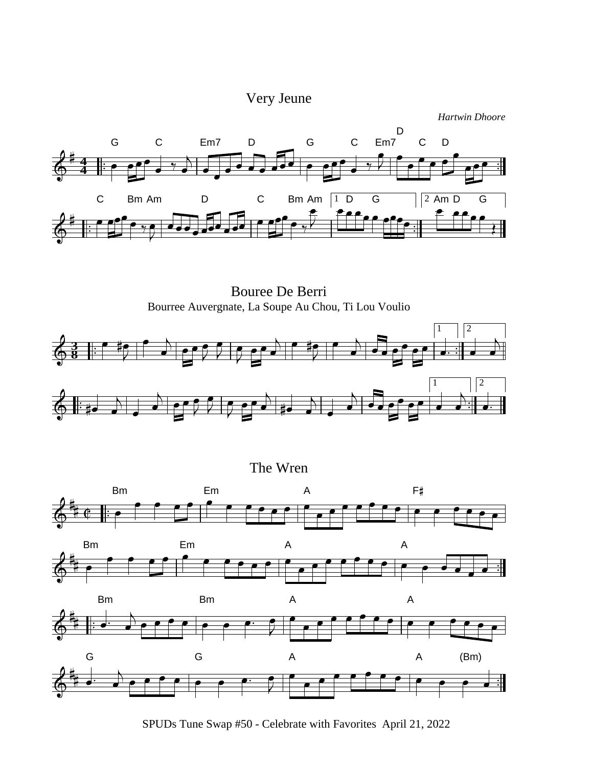## Very Jeune

*Hartwin Dhoore*

## Bouree De Berri

Bourree Auvergnate, La Soupe Au Chou, Ti Lou Voulio

## The Wren

SPUDs Tune Swap #50 - Celebrate with Favorites April 21, 2022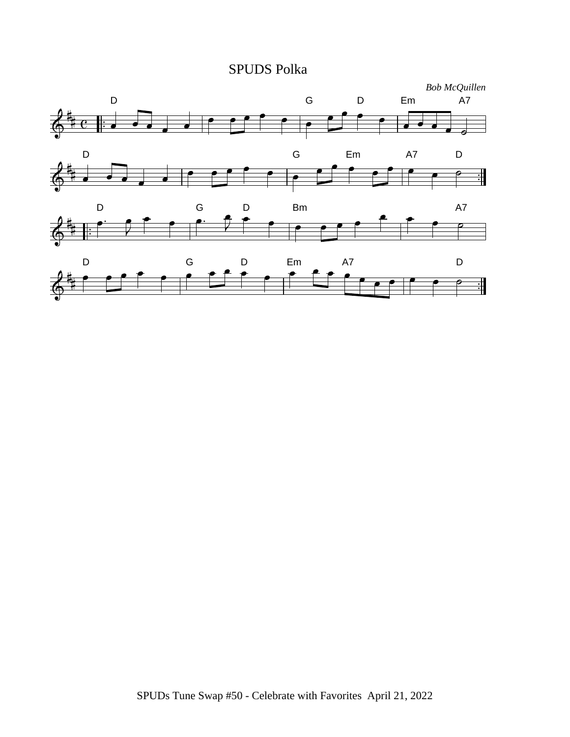# SPUDS Polka

*Bob McQuillen*

SPUDs Tune Swap #50 - Celebrate with Favorites April 21, 2022